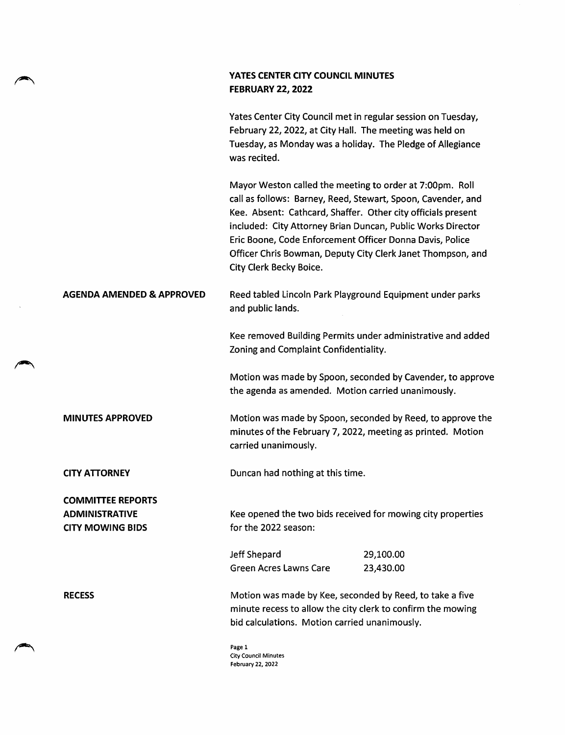# YATES CENTER CITY COUNCIL MINUTES
## FEBRUARY 22, 2022

Yates Center City Council met in regular session on Tuesday, February 22, 2022, at City Hall. The meeting was held on Tuesday, as Monday was a holiday. The Pledge of Allegiance was recited.

Mayor Weston called the meeting to order at 7:00pm. Roll call as follows: Barney, Reed, Stewart, Spoon, Cavender, and Kee. Absent: Cathcard, Shaffer. Other city officials present included: City Attorney Brian Duncan, Public Works Director Eric Boone, Code Enforcement Officer Donna Davis, Police Officer Chris Bowman, Deputy City Clerk Janet Thompson, and City Clerk Becky Boice.

**AGENDA AMENDED & APPROVED**

Reed tabled Lincoln Park Playground Equipment under parks and public lands.

Kee removed Building Permits under administrative and added Zoning and Complaint Confidentiality.

Motion was made by Spoon, seconded by Cavender, to approve the agenda as amended. Motion carried unanimously.

**MINUTES APPROVED**

Motion was made by Spoon, seconded by Reed, to approve the minutes of the February 7, 2022, meeting as printed. Motion carried unanimously.

**CITY ATTORNEY**

Duncan had nothing at this time.

**COMMITTEE REPORTS**
**ADMINISTRATIVE**
**CITY MOWING BIDS**

Kee opened the two bids received for mowing city properties for the 2022 season:

| Bidder | Amount |
|---|---|
| Jeff Shepard | 29,100.00 |
| Green Acres Lawns Care | 23,430.00 |

**RECESS**

Motion was made by Kee, seconded by Reed, to take a five minute recess to allow the city clerk to confirm the mowing bid calculations. Motion carried unanimously.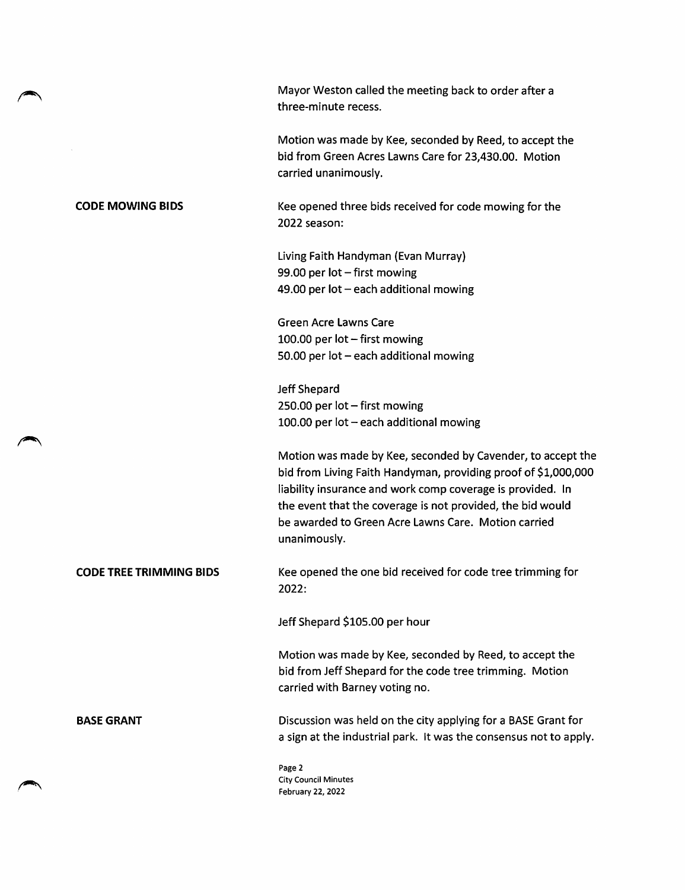Mayor Weston called the meeting back to order after a three-minute recess.

Motion was made by Kee, seconded by Reed, to accept the bid from Green Acres Lawns Care for 23,430.00. Motion carried unanimously.

**CODE MOWING BIDS**

Kee opened three bids received for code mowing for the 2022 season:

Living Faith Handyman (Evan Murray)
99.00 per lot – first mowing
49.00 per lot – each additional mowing

Green Acre Lawns Care
100.00 per lot – first mowing
50.00 per lot – each additional mowing

Jeff Shepard
250.00 per lot – first mowing
100.00 per lot – each additional mowing

Motion was made by Kee, seconded by Cavender, to accept the bid from Living Faith Handyman, providing proof of $1,000,000 liability insurance and work comp coverage is provided. In the event that the coverage is not provided, the bid would be awarded to Green Acre Lawns Care. Motion carried unanimously.

**CODE TREE TRIMMING BIDS**

Kee opened the one bid received for code tree trimming for 2022:

Jeff Shepard $105.00 per hour

Motion was made by Kee, seconded by Reed, to accept the bid from Jeff Shepard for the code tree trimming. Motion carried with Barney voting no.

**BASE GRANT**

Discussion was held on the city applying for a BASE Grant for a sign at the industrial park. It was the consensus not to apply.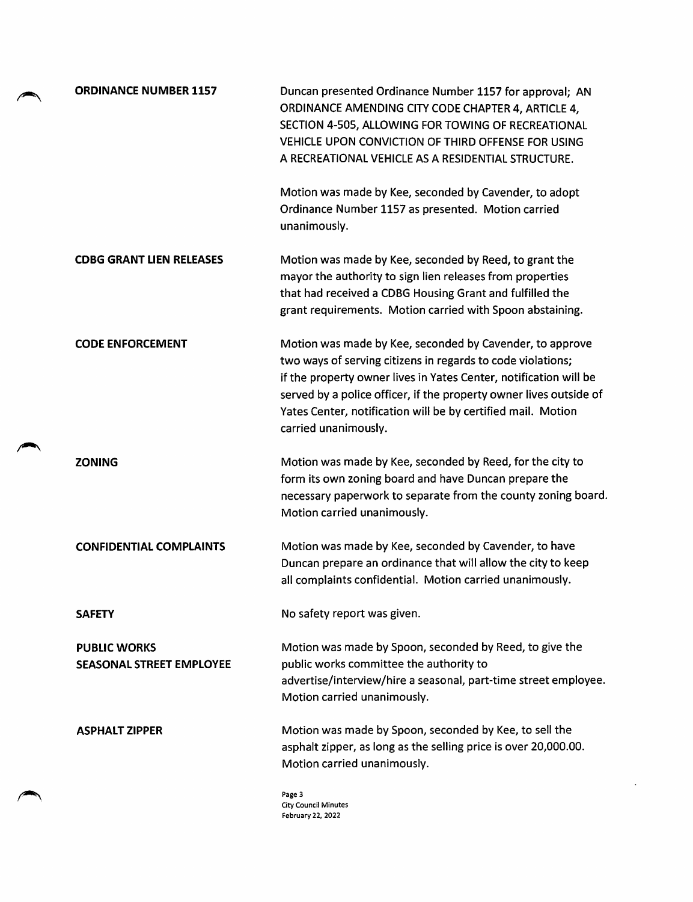**ORDINANCE NUMBER 1157**

Duncan presented Ordinance Number 1157 for approval; AN ORDINANCE AMENDING CITY CODE CHAPTER 4, ARTICLE 4, SECTION 4-505, ALLOWING FOR TOWING OF RECREATIONAL VEHICLE UPON CONVICTION OF THIRD OFFENSE FOR USING A RECREATIONAL VEHICLE AS A RESIDENTIAL STRUCTURE.

Motion was made by Kee, seconded by Cavender, to adopt Ordinance Number 1157 as presented. Motion carried unanimously.

**CDBG GRANT LIEN RELEASES**

Motion was made by Kee, seconded by Reed, to grant the mayor the authority to sign lien releases from properties that had received a CDBG Housing Grant and fulfilled the grant requirements. Motion carried with Spoon abstaining.

**CODE ENFORCEMENT**

Motion was made by Kee, seconded by Cavender, to approve two ways of serving citizens in regards to code violations; if the property owner lives in Yates Center, notification will be served by a police officer, if the property owner lives outside of Yates Center, notification will be by certified mail. Motion carried unanimously.

**ZONING**

Motion was made by Kee, seconded by Reed, for the city to form its own zoning board and have Duncan prepare the necessary paperwork to separate from the county zoning board. Motion carried unanimously.

**CONFIDENTIAL COMPLAINTS**

Motion was made by Kee, seconded by Cavender, to have Duncan prepare an ordinance that will allow the city to keep all complaints confidential. Motion carried unanimously.

**SAFETY**

No safety report was given.

**PUBLIC WORKS**
**SEASONAL STREET EMPLOYEE**

Motion was made by Spoon, seconded by Reed, to give the public works committee the authority to advertise/interview/hire a seasonal, part-time street employee. Motion carried unanimously.

**ASPHALT ZIPPER**

Motion was made by Spoon, seconded by Kee, to sell the asphalt zipper, as long as the selling price is over 20,000.00. Motion carried unanimously.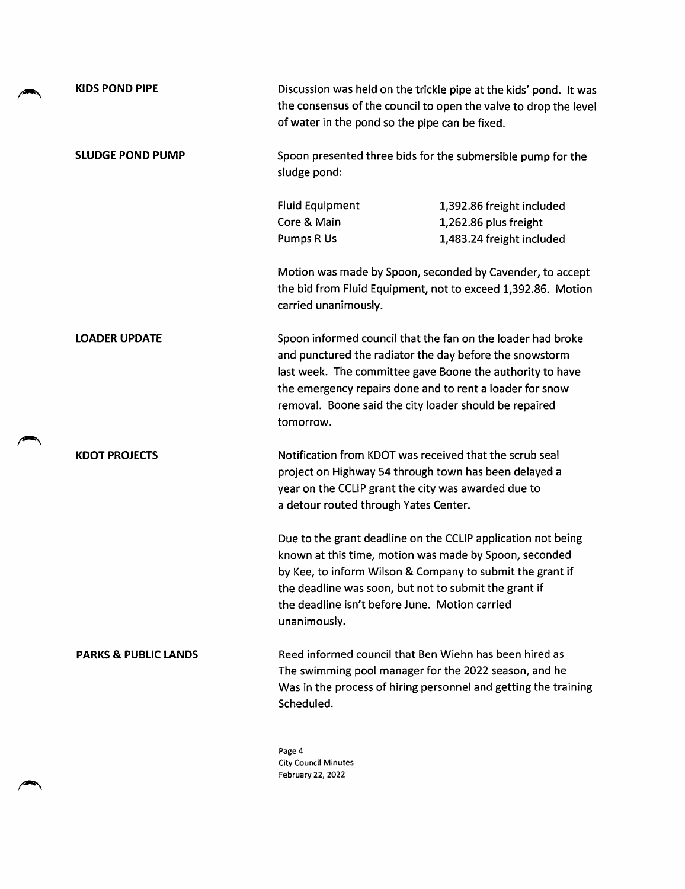**KIDS POND PIPE**

Discussion was held on the trickle pipe at the kids' pond. It was the consensus of the council to open the valve to drop the level of water in the pond so the pipe can be fixed.

**SLUDGE POND PUMP**

Spoon presented three bids for the submersible pump for the sludge pond:

| | |
|---|---|
| Fluid Equipment | 1,392.86 freight included |
| Core & Main | 1,262.86 plus freight |
| Pumps R Us | 1,483.24 freight included |

Motion was made by Spoon, seconded by Cavender, to accept the bid from Fluid Equipment, not to exceed 1,392.86. Motion carried unanimously.

**LOADER UPDATE**

Spoon informed council that the fan on the loader had broke and punctured the radiator the day before the snowstorm last week. The committee gave Boone the authority to have the emergency repairs done and to rent a loader for snow removal. Boone said the city loader should be repaired tomorrow.

**KDOT PROJECTS**

Notification from KDOT was received that the scrub seal project on Highway 54 through town has been delayed a year on the CCLIP grant the city was awarded due to a detour routed through Yates Center.

Due to the grant deadline on the CCLIP application not being known at this time, motion was made by Spoon, seconded by Kee, to inform Wilson & Company to submit the grant if the deadline was soon, but not to submit the grant if the deadline isn't before June. Motion carried unanimously.

**PARKS & PUBLIC LANDS**

Reed informed council that Ben Wiehn has been hired as The swimming pool manager for the 2022 season, and he Was in the process of hiring personnel and getting the training Scheduled.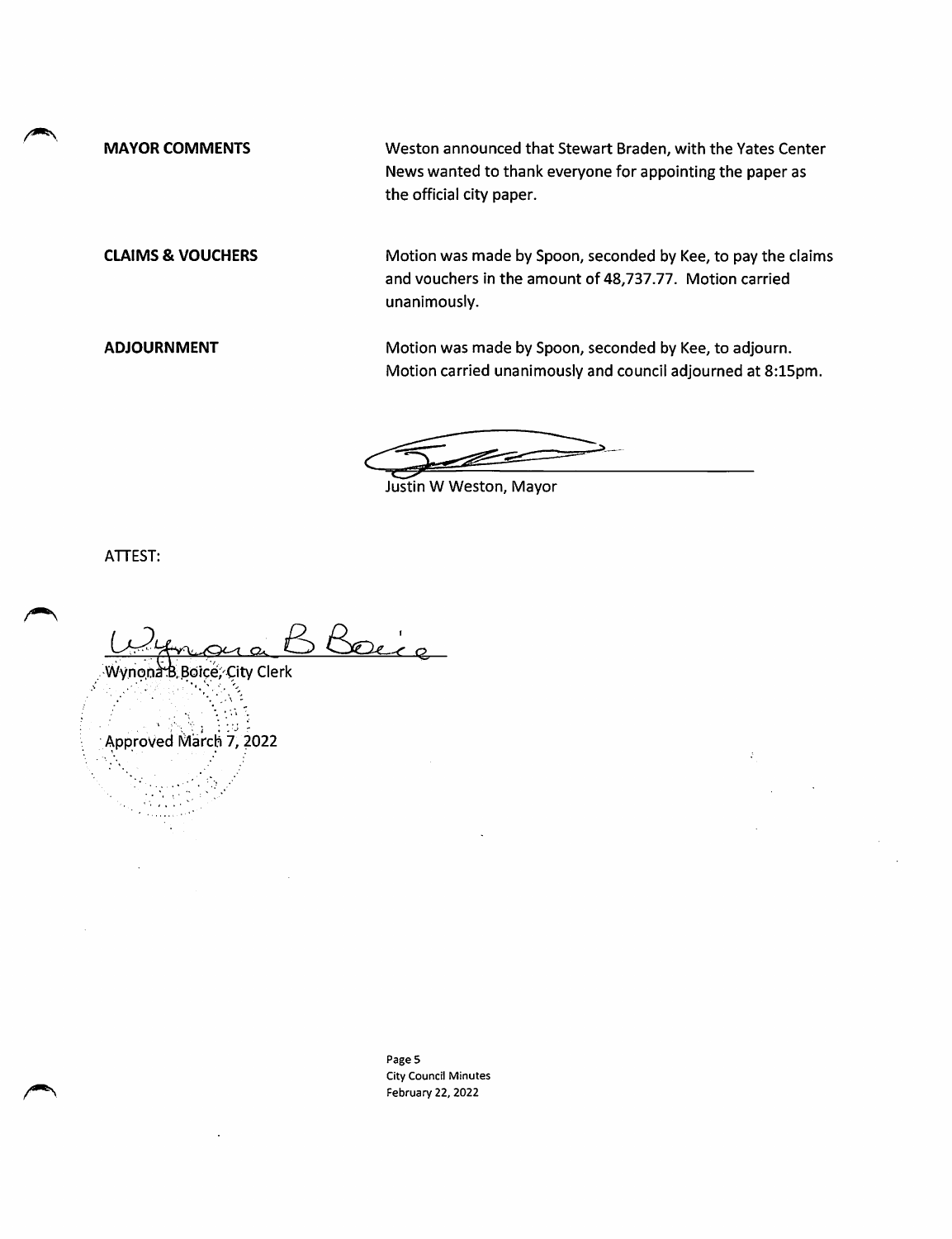**MAYOR COMMENTS**

Weston announced that Stewart Braden, with the Yates Center News wanted to thank everyone for appointing the paper as the official city paper.

**CLAIMS & VOUCHERS**

Motion was made by Spoon, seconded by Kee, to pay the claims and vouchers in the amount of 48,737.77. Motion carried unanimously.

**ADJOURNMENT**

Motion was made by Spoon, seconded by Kee, to adjourn. Motion carried unanimously and council adjourned at 8:15pm.

Justin W Weston, Mayor

ATTEST:

Wynona B Boice, City Clerk

Approved March 7, 2022